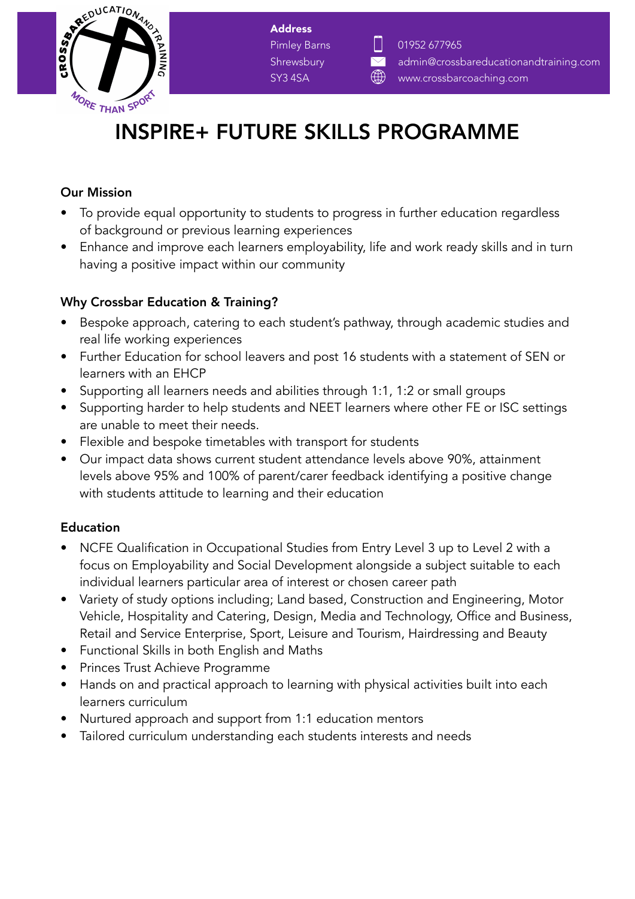**Address**
Pimley Barns
Shrewsbury
SY3 4SA

01952 677965
admin@crossbareducationandtraining.com
www.crossbarcoaching.com

# INSPIRE+ FUTURE SKILLS PROGRAMME

### Our Mission

- To provide equal opportunity to students to progress in further education regardless of background or previous learning experiences
- Enhance and improve each learners employability, life and work ready skills and in turn having a positive impact within our community

### Why Crossbar Education & Training?

- Bespoke approach, catering to each student's pathway, through academic studies and real life working experiences
- Further Education for school leavers and post 16 students with a statement of SEN or learners with an EHCP
- Supporting all learners needs and abilities through 1:1, 1:2 or small groups
- Supporting harder to help students and NEET learners where other FE or ISC settings are unable to meet their needs.
- Flexible and bespoke timetables with transport for students
- Our impact data shows current student attendance levels above 90%, attainment levels above 95% and 100% of parent/carer feedback identifying a positive change with students attitude to learning and their education

### Education

- NCFE Qualification in Occupational Studies from Entry Level 3 up to Level 2 with a focus on Employability and Social Development alongside a subject suitable to each individual learners particular area of interest or chosen career path
- Variety of study options including; Land based, Construction and Engineering, Motor Vehicle, Hospitality and Catering, Design, Media and Technology, Office and Business, Retail and Service Enterprise, Sport, Leisure and Tourism, Hairdressing and Beauty
- Functional Skills in both English and Maths
- Princes Trust Achieve Programme
- Hands on and practical approach to learning with physical activities built into each learners curriculum
- Nurtured approach and support from 1:1 education mentors
- Tailored curriculum understanding each students interests and needs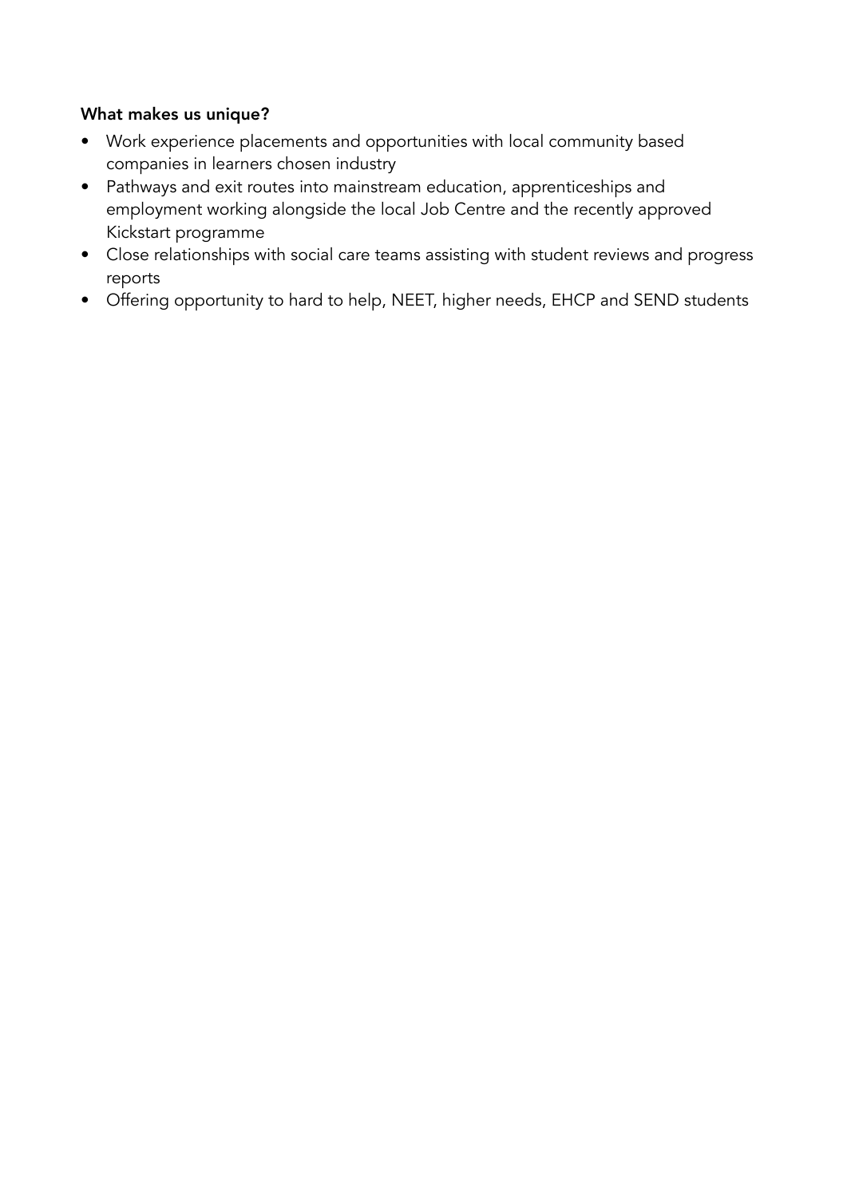**What makes us unique?**

- Work experience placements and opportunities with local community based companies in learners chosen industry
- Pathways and exit routes into mainstream education, apprenticeships and employment working alongside the local Job Centre and the recently approved Kickstart programme
- Close relationships with social care teams assisting with student reviews and progress reports
- Offering opportunity to hard to help, NEET, higher needs, EHCP and SEND students